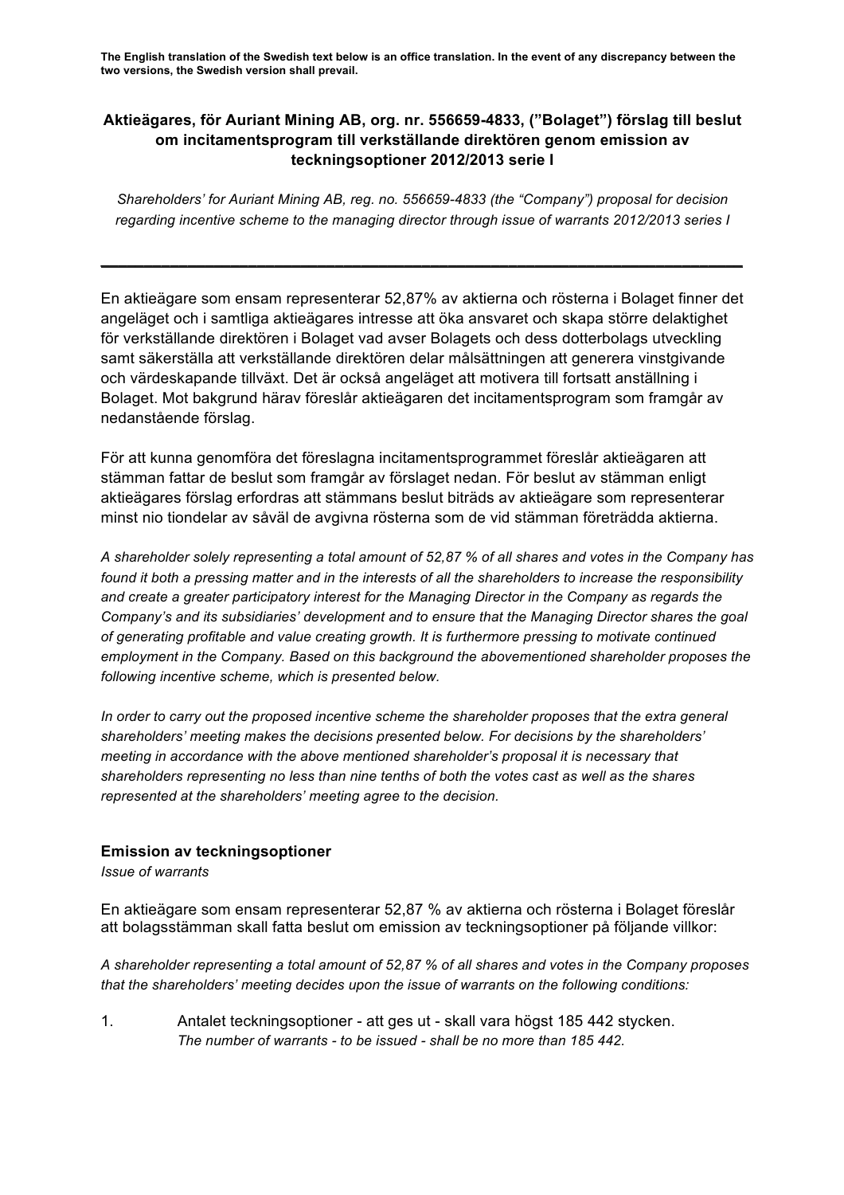**The English translation of the Swedish text below is an office translation. In the event of any discrepancy between the two versions, the Swedish version shall prevail.**

**Aktieägares, för Auriant Mining AB, org. nr. 556659-4833, ("Bolaget") förslag till beslut om incitamentsprogram till verkställande direktören genom emission av teckningsoptioner 2012/2013 serie I**

*Shareholders' for Auriant Mining AB, reg. no. 556659-4833 (the "Company") proposal for decision regarding incentive scheme to the managing director through issue of warrants 2012/2013 series I*

---

En aktieägare som ensam representerar 52,87% av aktierna och rösterna i Bolaget finner det angeläget och i samtliga aktieägares intresse att öka ansvaret och skapa större delaktighet för verkställande direktören i Bolaget vad avser Bolagets och dess dotterbolags utveckling samt säkerställa att verkställande direktören delar målsättningen att generera vinstgivande och värdeskapande tillväxt. Det är också angeläget att motivera till fortsatt anställning i Bolaget. Mot bakgrund härav föreslår aktieägaren det incitamentsprogram som framgår av nedanstående förslag.

För att kunna genomföra det föreslagna incitamentsprogrammet föreslår aktieägaren att stämman fattar de beslut som framgår av förslaget nedan. För beslut av stämman enligt aktieägares förslag erfordras att stämmans beslut biträds av aktieägare som representerar minst nio tiondelar av såväl de avgivna rösterna som de vid stämman företrädda aktierna.

*A shareholder solely representing a total amount of 52,87 % of all shares and votes in the Company has found it both a pressing matter and in the interests of all the shareholders to increase the responsibility and create a greater participatory interest for the Managing Director in the Company as regards the Company's and its subsidiaries' development and to ensure that the Managing Director shares the goal of generating profitable and value creating growth. It is furthermore pressing to motivate continued employment in the Company. Based on this background the abovementioned shareholder proposes the following incentive scheme, which is presented below.*

*In order to carry out the proposed incentive scheme the shareholder proposes that the extra general shareholders' meeting makes the decisions presented below. For decisions by the shareholders' meeting in accordance with the above mentioned shareholder's proposal it is necessary that shareholders representing no less than nine tenths of both the votes cast as well as the shares represented at the shareholders' meeting agree to the decision.*

### Emission av teckningsoptioner

*Issue of warrants*

En aktieägare som ensam representerar 52,87 % av aktierna och rösterna i Bolaget föreslår att bolagsstämman skall fatta beslut om emission av teckningsoptioner på följande villkor:

*A shareholder representing a total amount of 52,87 % of all shares and votes in the Company proposes that the shareholders' meeting decides upon the issue of warrants on the following conditions:*

1. Antalet teckningsoptioner - att ges ut - skall vara högst 185 442 stycken.
   *The number of warrants - to be issued - shall be no more than 185 442.*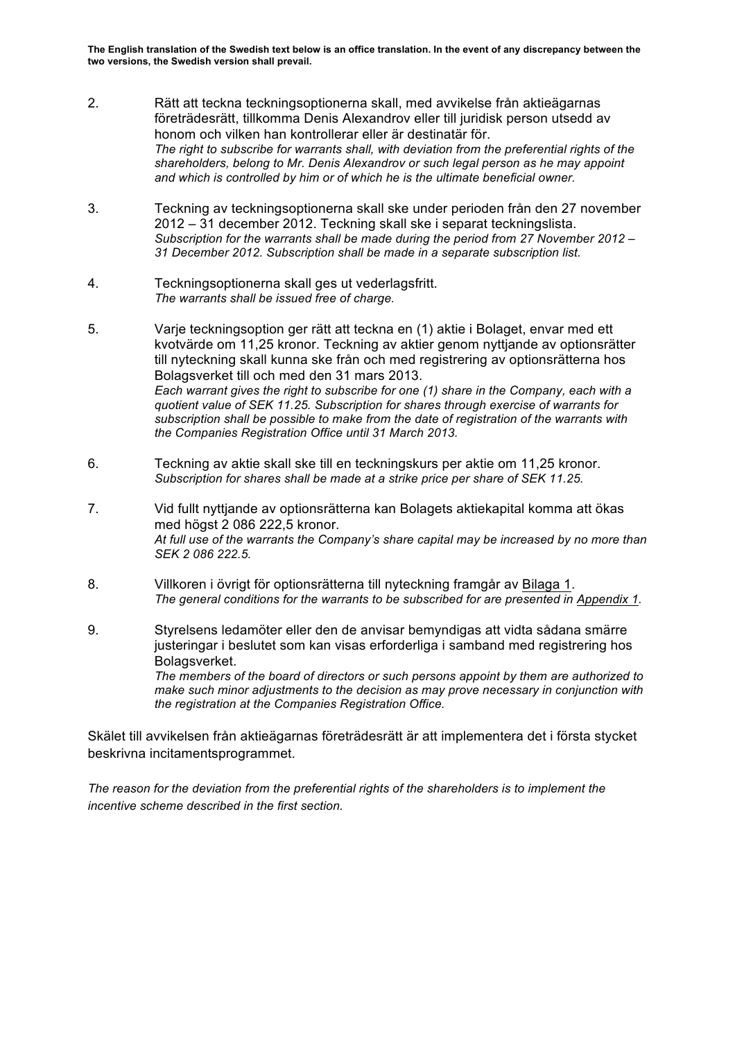**The English translation of the Swedish text below is an office translation. In the event of any discrepancy between the two versions, the Swedish version shall prevail.**

2. Rätt att teckna teckningsoptionerna skall, med avvikelse från aktieägarnas företrädesrätt, tillkomma Denis Alexandrov eller till juridisk person utsedd av honom och vilken han kontrollerar eller är destinatär för.
   *The right to subscribe for warrants shall, with deviation from the preferential rights of the shareholders, belong to Mr. Denis Alexandrov or such legal person as he may appoint and which is controlled by him or of which he is the ultimate beneficial owner.*

3. Teckning av teckningsoptionerna skall ske under perioden från den 27 november 2012 – 31 december 2012. Teckning skall ske i separat teckningslista.
   *Subscription for the warrants shall be made during the period from 27 November 2012 – 31 December 2012. Subscription shall be made in a separate subscription list.*

4. Teckningsoptionerna skall ges ut vederlagsfritt.
   *The warrants shall be issued free of charge.*

5. Varje teckningsoption ger rätt att teckna en (1) aktie i Bolaget, envar med ett kvotvärde om 11,25 kronor. Teckning av aktier genom nyttjande av optionsrätter till nyteckning skall kunna ske från och med registrering av optionsrätterna hos Bolagsverket till och med den 31 mars 2013.
   *Each warrant gives the right to subscribe for one (1) share in the Company, each with a quotient value of SEK 11.25. Subscription for shares through exercise of warrants for subscription shall be possible to make from the date of registration of the warrants with the Companies Registration Office until 31 March 2013.*

6. Teckning av aktie skall ske till en teckningskurs per aktie om 11,25 kronor.
   *Subscription for shares shall be made at a strike price per share of SEK 11.25.*

7. Vid fullt nyttjande av optionsrätterna kan Bolagets aktiekapital komma att ökas med högst 2 086 222,5 kronor.
   *At full use of the warrants the Company's share capital may be increased by no more than SEK 2 086 222.5.*

8. Villkoren i övrigt för optionsrätterna till nyteckning framgår av Bilaga 1.
   *The general conditions for the warrants to be subscribed for are presented in Appendix 1.*

9. Styrelsens ledamöter eller den de anvisar bemyndigas att vidta sådana smärre justeringar i beslutet som kan visas erforderliga i samband med registrering hos Bolagsverket.
   *The members of the board of directors or such persons appoint by them are authorized to make such minor adjustments to the decision as may prove necessary in conjunction with the registration at the Companies Registration Office.*

Skälet till avvikelsen från aktieägarnas företrädesrätt är att implementera det i första stycket beskrivna incitamentsprogrammet.

*The reason for the deviation from the preferential rights of the shareholders is to implement the incentive scheme described in the first section.*